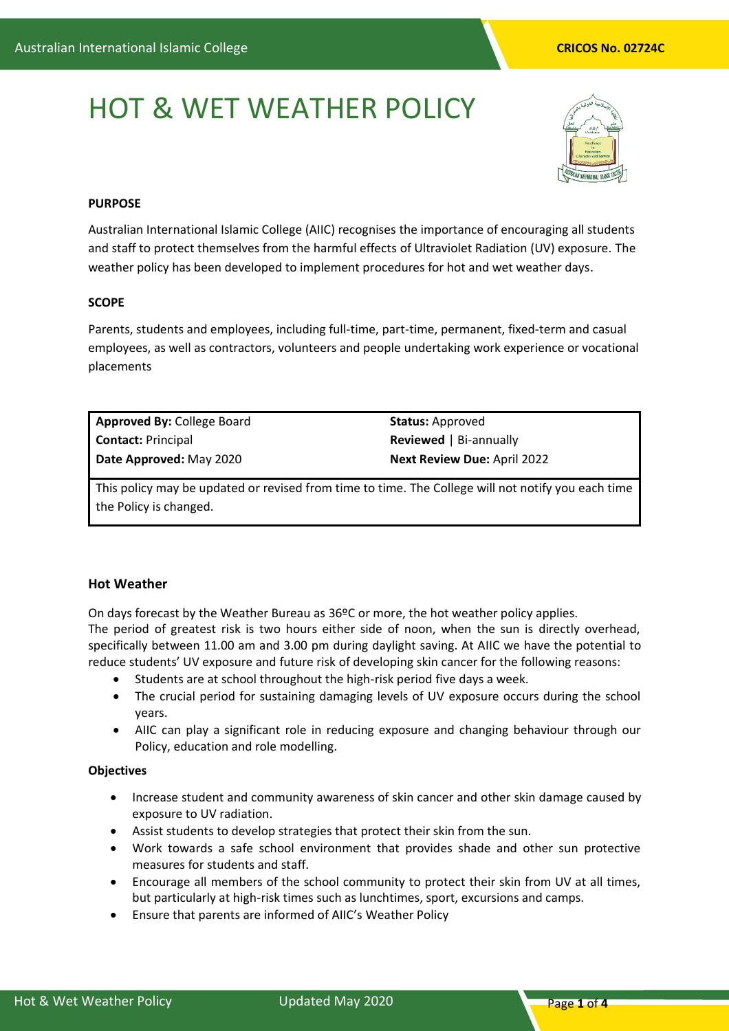# HOT & WET WEATHER POLICY

**PURPOSE**

Australian International Islamic College (AIIC) recognises the importance of encouraging all students and staff to protect themselves from the harmful effects of Ultraviolet Radiation (UV) exposure. The weather policy has been developed to implement procedures for hot and wet weather days.

**SCOPE**

Parents, students and employees, including full-time, part-time, permanent, fixed-term and casual employees, as well as contractors, volunteers and people undertaking work experience or vocational placements

| | |
|---|---|
| **Approved By:** College Board | **Status:** Approved |
| **Contact:** Principal | **Reviewed** \| Bi-annually |
| **Date Approved:** May 2020 | **Next Review Due:** April 2022 |
| This policy may be updated or revised from time to time. The College will not notify you each time the Policy is changed. | |

### Hot Weather

On days forecast by the Weather Bureau as 36ºC or more, the hot weather policy applies.
The period of greatest risk is two hours either side of noon, when the sun is directly overhead, specifically between 11.00 am and 3.00 pm during daylight saving. At AIIC we have the potential to reduce students' UV exposure and future risk of developing skin cancer for the following reasons:

- Students are at school throughout the high-risk period five days a week.
- The crucial period for sustaining damaging levels of UV exposure occurs during the school years.
- AIIC can play a significant role in reducing exposure and changing behaviour through our Policy, education and role modelling.

**Objectives**

- Increase student and community awareness of skin cancer and other skin damage caused by exposure to UV radiation.
- Assist students to develop strategies that protect their skin from the sun.
- Work towards a safe school environment that provides shade and other sun protective measures for students and staff.
- Encourage all members of the school community to protect their skin from UV at all times, but particularly at high-risk times such as lunchtimes, sport, excursions and camps.
- Ensure that parents are informed of AIIC's Weather Policy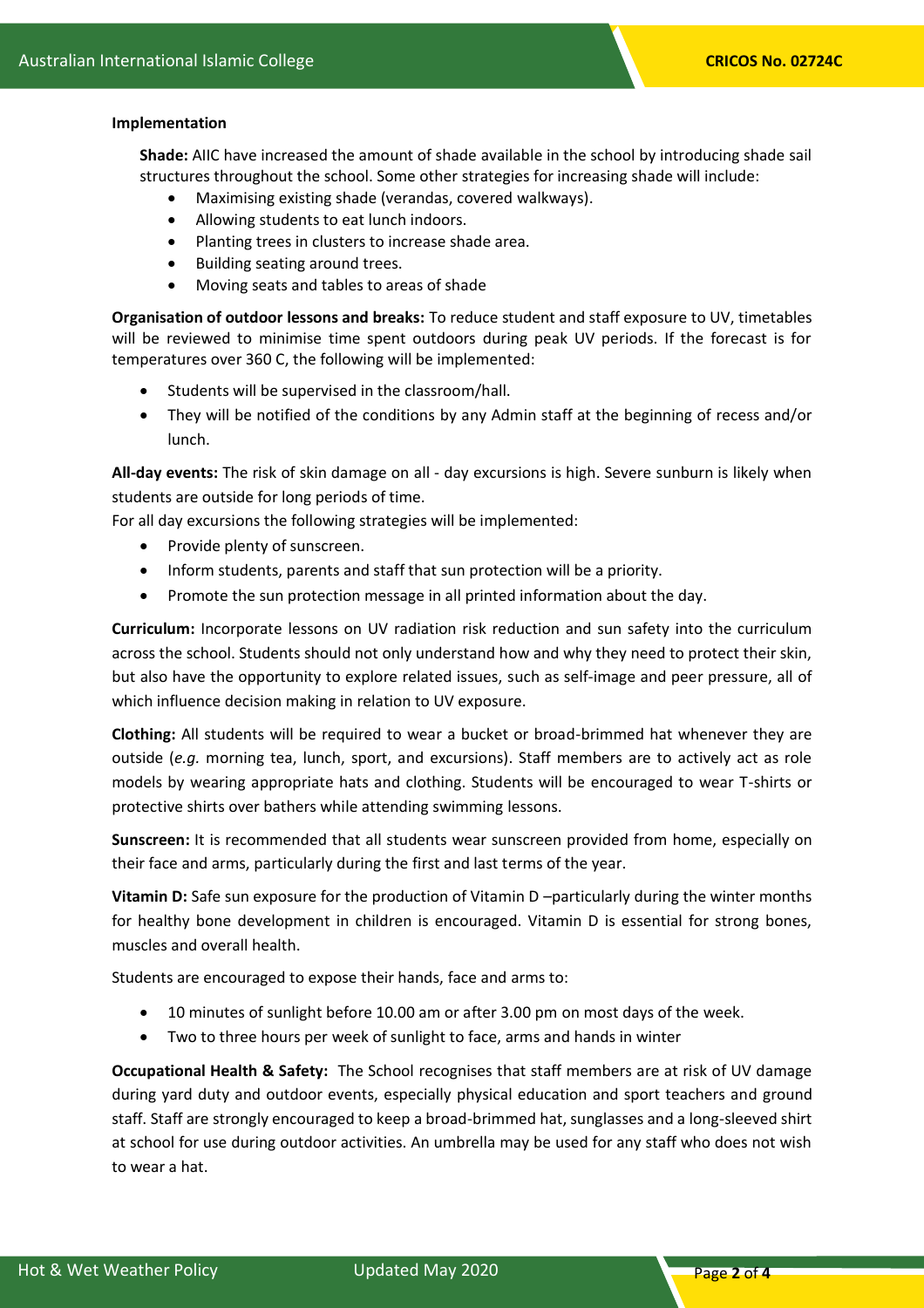**Implementation**

**Shade:** AIIC have increased the amount of shade available in the school by introducing shade sail structures throughout the school. Some other strategies for increasing shade will include:

- Maximising existing shade (verandas, covered walkways).
- Allowing students to eat lunch indoors.
- Planting trees in clusters to increase shade area.
- Building seating around trees.
- Moving seats and tables to areas of shade

**Organisation of outdoor lessons and breaks:** To reduce student and staff exposure to UV, timetables will be reviewed to minimise time spent outdoors during peak UV periods. If the forecast is for temperatures over 360 C, the following will be implemented:

- Students will be supervised in the classroom/hall.
- They will be notified of the conditions by any Admin staff at the beginning of recess and/or lunch.

**All-day events:** The risk of skin damage on all - day excursions is high. Severe sunburn is likely when students are outside for long periods of time.

For all day excursions the following strategies will be implemented:

- Provide plenty of sunscreen.
- Inform students, parents and staff that sun protection will be a priority.
- Promote the sun protection message in all printed information about the day.

**Curriculum:** Incorporate lessons on UV radiation risk reduction and sun safety into the curriculum across the school. Students should not only understand how and why they need to protect their skin, but also have the opportunity to explore related issues, such as self-image and peer pressure, all of which influence decision making in relation to UV exposure.

**Clothing:** All students will be required to wear a bucket or broad-brimmed hat whenever they are outside (*e.g.* morning tea, lunch, sport, and excursions). Staff members are to actively act as role models by wearing appropriate hats and clothing. Students will be encouraged to wear T-shirts or protective shirts over bathers while attending swimming lessons.

**Sunscreen:** It is recommended that all students wear sunscreen provided from home, especially on their face and arms, particularly during the first and last terms of the year.

**Vitamin D:** Safe sun exposure for the production of Vitamin D –particularly during the winter months for healthy bone development in children is encouraged. Vitamin D is essential for strong bones, muscles and overall health.

Students are encouraged to expose their hands, face and arms to:

- 10 minutes of sunlight before 10.00 am or after 3.00 pm on most days of the week.
- Two to three hours per week of sunlight to face, arms and hands in winter

**Occupational Health & Safety:** The School recognises that staff members are at risk of UV damage during yard duty and outdoor events, especially physical education and sport teachers and ground staff. Staff are strongly encouraged to keep a broad-brimmed hat, sunglasses and a long-sleeved shirt at school for use during outdoor activities. An umbrella may be used for any staff who does not wish to wear a hat.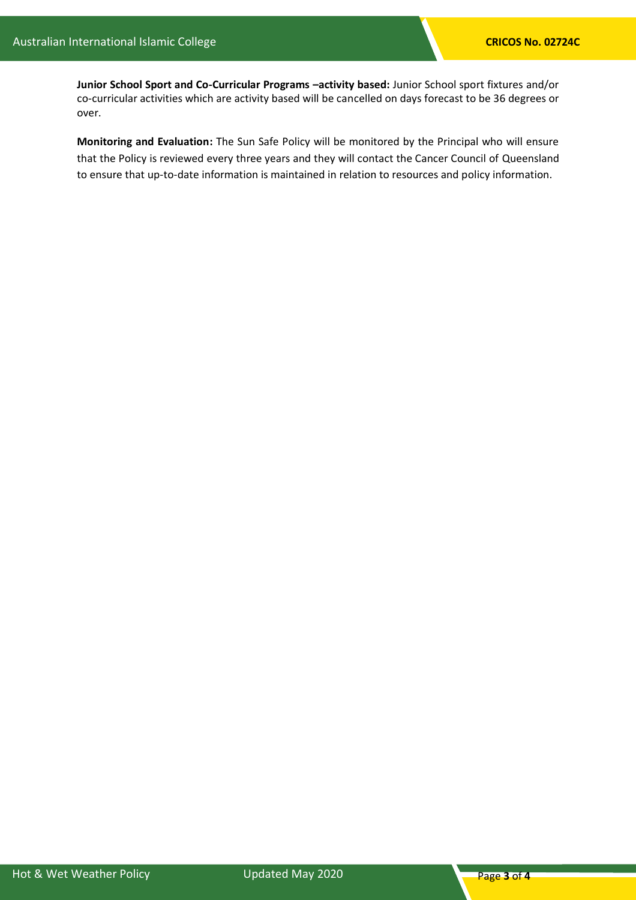**Junior School Sport and Co-Curricular Programs –activity based:** Junior School sport fixtures and/or co-curricular activities which are activity based will be cancelled on days forecast to be 36 degrees or over.

**Monitoring and Evaluation:** The Sun Safe Policy will be monitored by the Principal who will ensure that the Policy is reviewed every three years and they will contact the Cancer Council of Queensland to ensure that up-to-date information is maintained in relation to resources and policy information.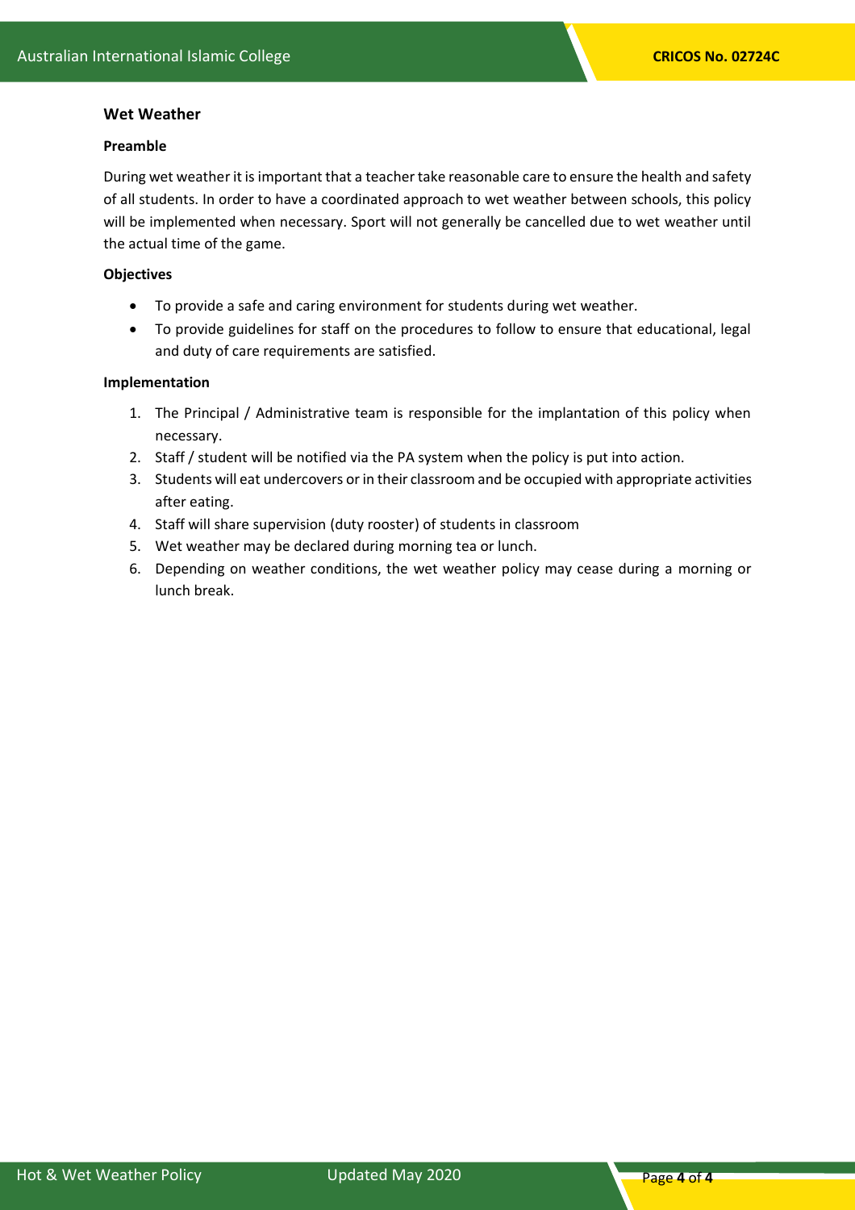## Wet Weather

### Preamble

During wet weather it is important that a teacher take reasonable care to ensure the health and safety of all students. In order to have a coordinated approach to wet weather between schools, this policy will be implemented when necessary. Sport will not generally be cancelled due to wet weather until the actual time of the game.

### Objectives

- To provide a safe and caring environment for students during wet weather.
- To provide guidelines for staff on the procedures to follow to ensure that educational, legal and duty of care requirements are satisfied.

### Implementation

1. The Principal / Administrative team is responsible for the implantation of this policy when necessary.
2. Staff / student will be notified via the PA system when the policy is put into action.
3. Students will eat undercovers or in their classroom and be occupied with appropriate activities after eating.
4. Staff will share supervision (duty rooster) of students in classroom
5. Wet weather may be declared during morning tea or lunch.
6. Depending on weather conditions, the wet weather policy may cease during a morning or lunch break.